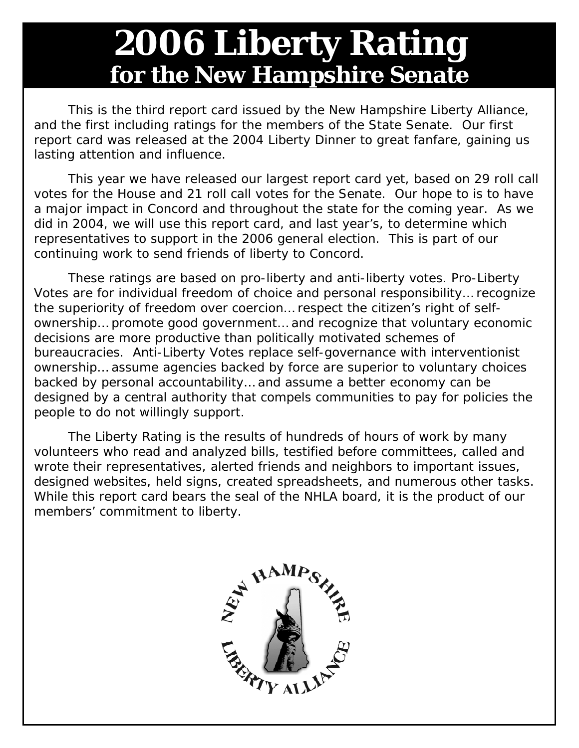# 2006 Liberty Rating

## for the New Hampshire Senate

This is the third report card issued by the New Hampshire Liberty Alliance, and the first including ratings for the members of the State Senate. Our first report card was released at the 2004 Liberty Dinner to great fanfare, gaining us lasting attention and influence.

This year we have released our largest report card yet, based on 29 roll call votes for the House and 21 roll call votes for the Senate. Our hope to is to have a major impact in Concord and throughout the state for the coming year. As we did in 2004, we will use this report card, and last year's, to determine which representatives to support in the 2006 general election. This is part of our continuing work to send friends of liberty to Concord.

These ratings are based on pro-liberty and anti-liberty votes. Pro-Liberty Votes are for individual freedom of choice and personal responsibility… recognize the superiority of freedom over coercion… respect the citizen's right of self-ownership… promote good government… and recognize that voluntary economic decisions are more productive than politically motivated schemes of bureaucracies. Anti-Liberty Votes replace self-governance with interventionist ownership… assume agencies backed by force are superior to voluntary choices backed by personal accountability… and assume a better economy can be designed by a central authority that compels communities to pay for policies the people to do not willingly support.

The Liberty Rating is the results of hundreds of hours of work by many volunteers who read and analyzed bills, testified before committees, called and wrote their representatives, alerted friends and neighbors to important issues, designed websites, held signs, created spreadsheets, and numerous other tasks. While this report card bears the seal of the NHLA board, it is the product of our members' commitment to liberty.

NEW HAMPSHIRE LIBERTY ALLIANCE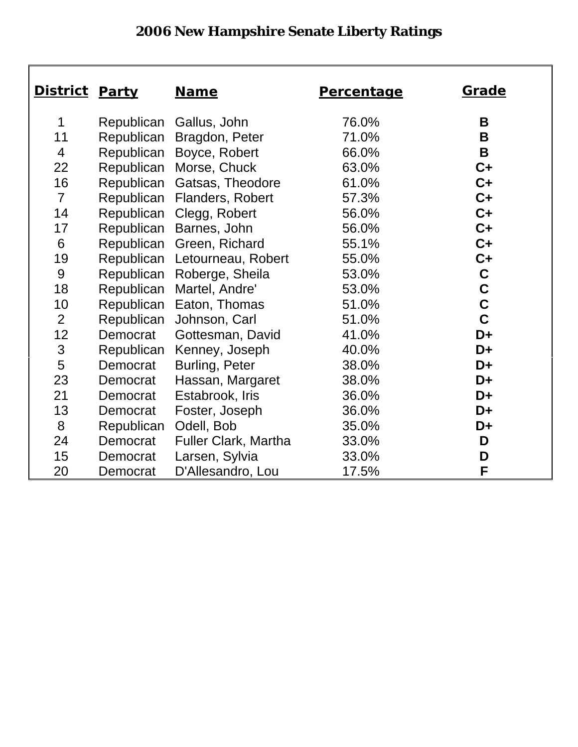# 2006 New Hampshire Senate Liberty Ratings

| District | Party | Name | Percentage | Grade |
|---|---|---|---|---|
| 1 | Republican | Gallus, John | 76.0% | **B** |
| 11 | Republican | Bragdon, Peter | 71.0% | **B** |
| 4 | Republican | Boyce, Robert | 66.0% | **B** |
| 22 | Republican | Morse, Chuck | 63.0% | **C+** |
| 16 | Republican | Gatsas, Theodore | 61.0% | **C+** |
| 7 | Republican | Flanders, Robert | 57.3% | **C+** |
| 14 | Republican | Clegg, Robert | 56.0% | **C+** |
| 17 | Republican | Barnes, John | 56.0% | **C+** |
| 6 | Republican | Green, Richard | 55.1% | **C+** |
| 19 | Republican | Letourneau, Robert | 55.0% | **C+** |
| 9 | Republican | Roberge, Sheila | 53.0% | **C** |
| 18 | Republican | Martel, Andre' | 53.0% | **C** |
| 10 | Republican | Eaton, Thomas | 51.0% | **C** |
| 2 | Republican | Johnson, Carl | 51.0% | **C** |
| 12 | Democrat | Gottesman, David | 41.0% | **D+** |
| 3 | Republican | Kenney, Joseph | 40.0% | **D+** |
| 5 | Democrat | Burling, Peter | 38.0% | **D+** |
| 23 | Democrat | Hassan, Margaret | 38.0% | **D+** |
| 21 | Democrat | Estabrook, Iris | 36.0% | **D+** |
| 13 | Democrat | Foster, Joseph | 36.0% | **D+** |
| 8 | Republican | Odell, Bob | 35.0% | **D+** |
| 24 | Democrat | Fuller Clark, Martha | 33.0% | **D** |
| 15 | Democrat | Larsen, Sylvia | 33.0% | **D** |
| 20 | Democrat | D'Allesandro, Lou | 17.5% | **F** |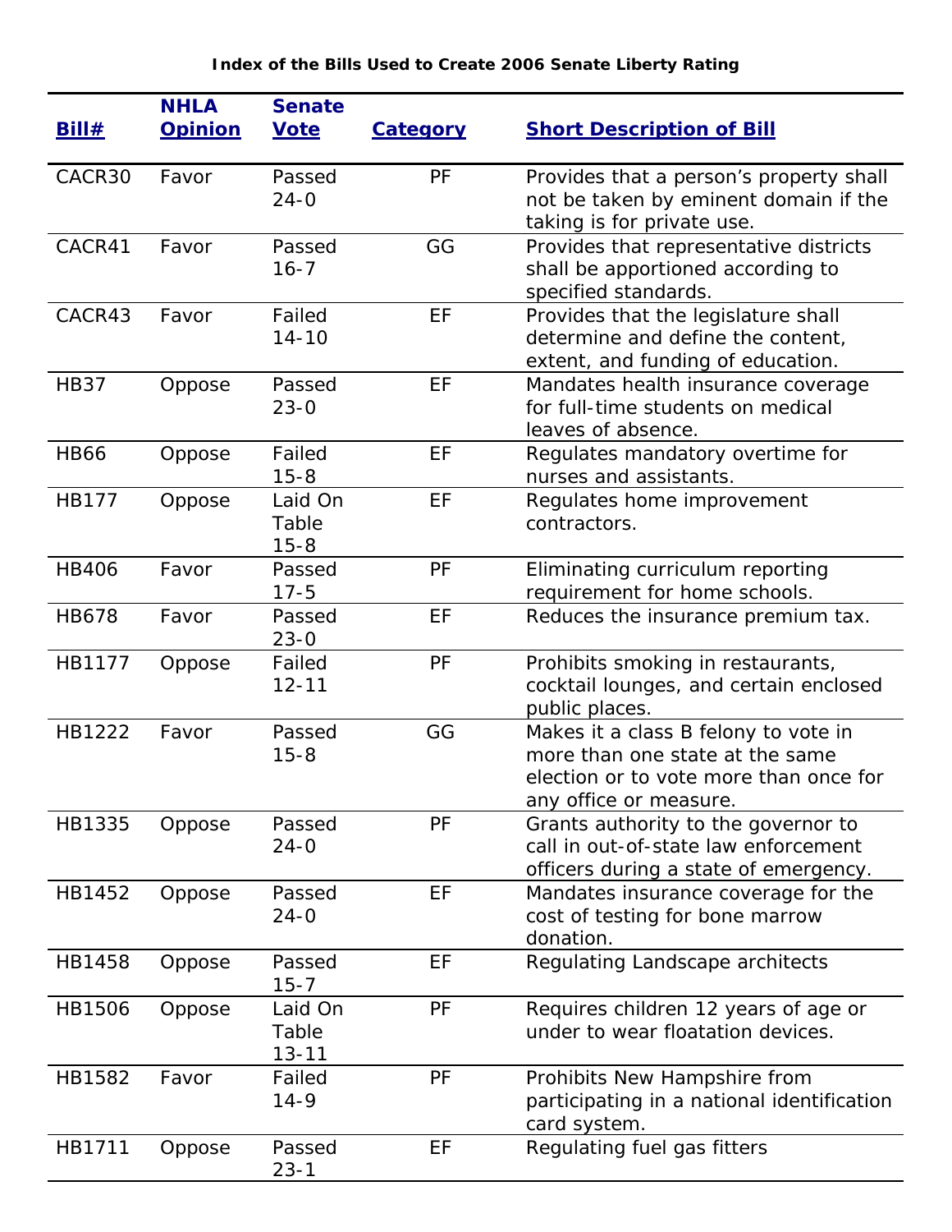**Index of the Bills Used to Create 2006 Senate Liberty Rating**

| Bill# | NHLA Opinion | Senate Vote | Category | Short Description of Bill |
|---|---|---|---|---|
| CACR30 | Favor | Passed 24-0 | PF | Provides that a person's property shall not be taken by eminent domain if the taking is for private use. |
| CACR41 | Favor | Passed 16-7 | GG | Provides that representative districts shall be apportioned according to specified standards. |
| CACR43 | Favor | Failed 14-10 | EF | Provides that the legislature shall determine and define the content, extent, and funding of education. |
| HB37 | Oppose | Passed 23-0 | EF | Mandates health insurance coverage for full-time students on medical leaves of absence. |
| HB66 | Oppose | Failed 15-8 | EF | Regulates mandatory overtime for nurses and assistants. |
| HB177 | Oppose | Laid On Table 15-8 | EF | Regulates home improvement contractors. |
| HB406 | Favor | Passed 17-5 | PF | Eliminating curriculum reporting requirement for home schools. |
| HB678 | Favor | Passed 23-0 | EF | Reduces the insurance premium tax. |
| HB1177 | Oppose | Failed 12-11 | PF | Prohibits smoking in restaurants, cocktail lounges, and certain enclosed public places. |
| HB1222 | Favor | Passed 15-8 | GG | Makes it a class B felony to vote in more than one state at the same election or to vote more than once for any office or measure. |
| HB1335 | Oppose | Passed 24-0 | PF | Grants authority to the governor to call in out-of-state law enforcement officers during a state of emergency. |
| HB1452 | Oppose | Passed 24-0 | EF | Mandates insurance coverage for the cost of testing for bone marrow donation. |
| HB1458 | Oppose | Passed 15-7 | EF | Regulating Landscape architects |
| HB1506 | Oppose | Laid On Table 13-11 | PF | Requires children 12 years of age or under to wear floatation devices. |
| HB1582 | Favor | Failed 14-9 | PF | Prohibits New Hampshire from participating in a national identification card system. |
| HB1711 | Oppose | Passed 23-1 | EF | Regulating fuel gas fitters |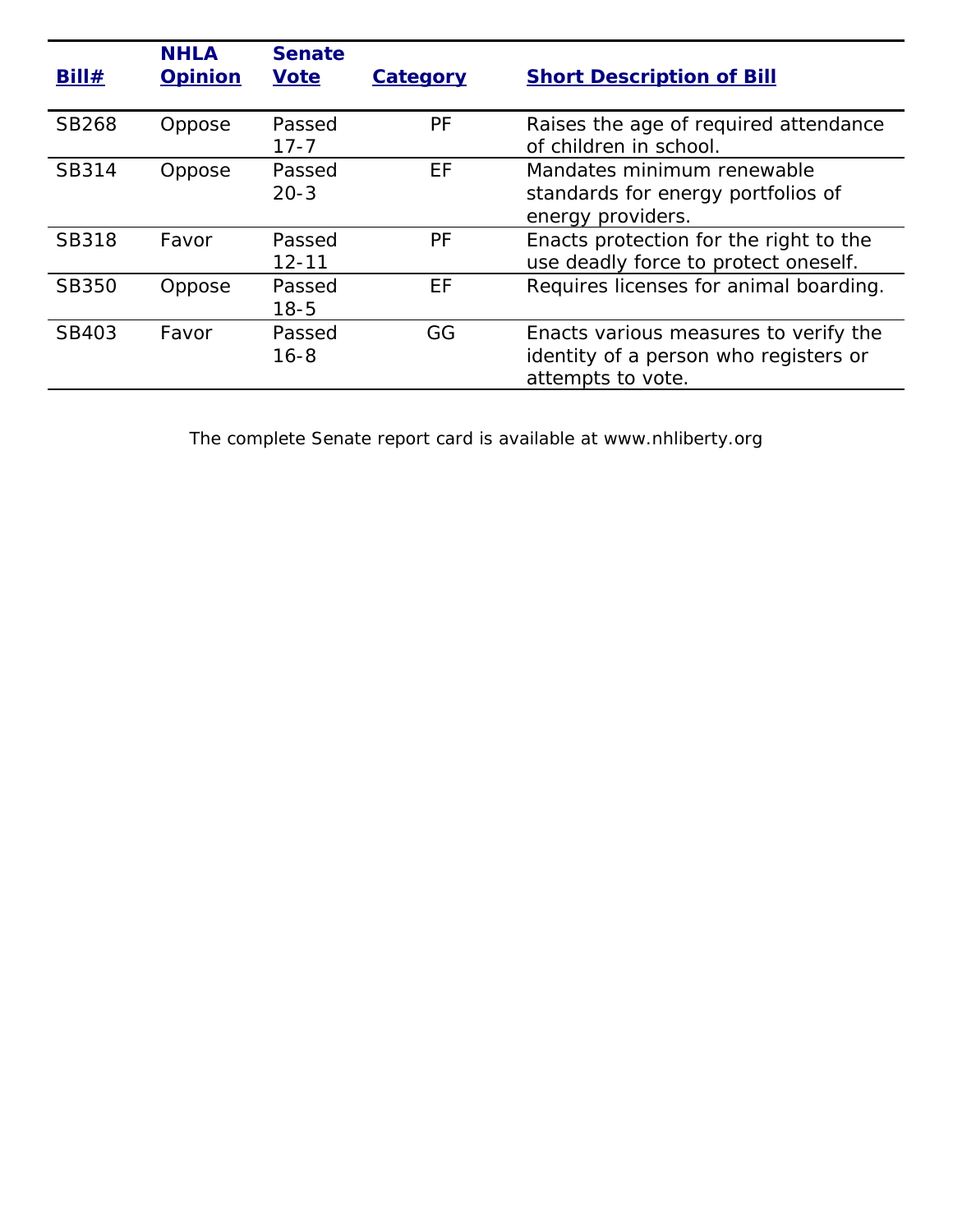| Bill# | NHLA Opinion | Senate Vote | Category | Short Description of Bill |
|---|---|---|---|---|
| SB268 | Oppose | Passed 17-7 | PF | Raises the age of required attendance of children in school. |
| SB314 | Oppose | Passed 20-3 | EF | Mandates minimum renewable standards for energy portfolios of energy providers. |
| SB318 | Favor | Passed 12-11 | PF | Enacts protection for the right to the use deadly force to protect oneself. |
| SB350 | Oppose | Passed 18-5 | EF | Requires licenses for animal boarding. |
| SB403 | Favor | Passed 16-8 | GG | Enacts various measures to verify the identity of a person who registers or attempts to vote. |

The complete Senate report card is available at www.nhliberty.org